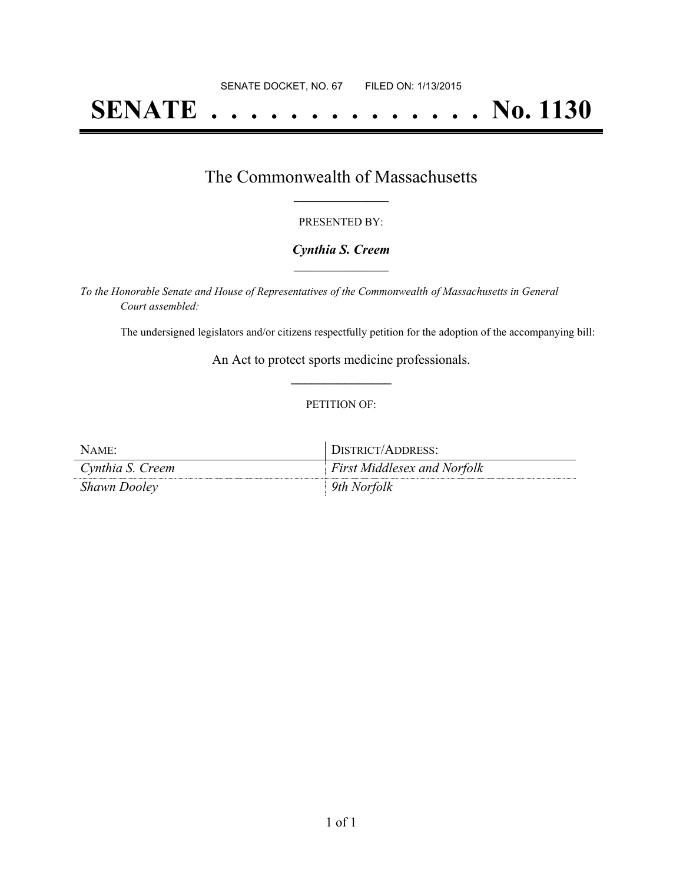SENATE DOCKET, NO. 67 FILED ON: 1/13/2015

# SENATE . . . . . . . . . . . . . . No. 1130

## The Commonwealth of Massachusetts

PRESENTED BY:

***Cynthia S. Creem***

*To the Honorable Senate and House of Representatives of the Commonwealth of Massachusetts in General Court assembled:*

The undersigned legislators and/or citizens respectfully petition for the adoption of the accompanying bill:

An Act to protect sports medicine professionals.

PETITION OF:

| NAME: | DISTRICT/ADDRESS: |
| --- | --- |
| *Cynthia S. Creem* | *First Middlesex and Norfolk* |
| *Shawn Dooley* | *9th Norfolk* |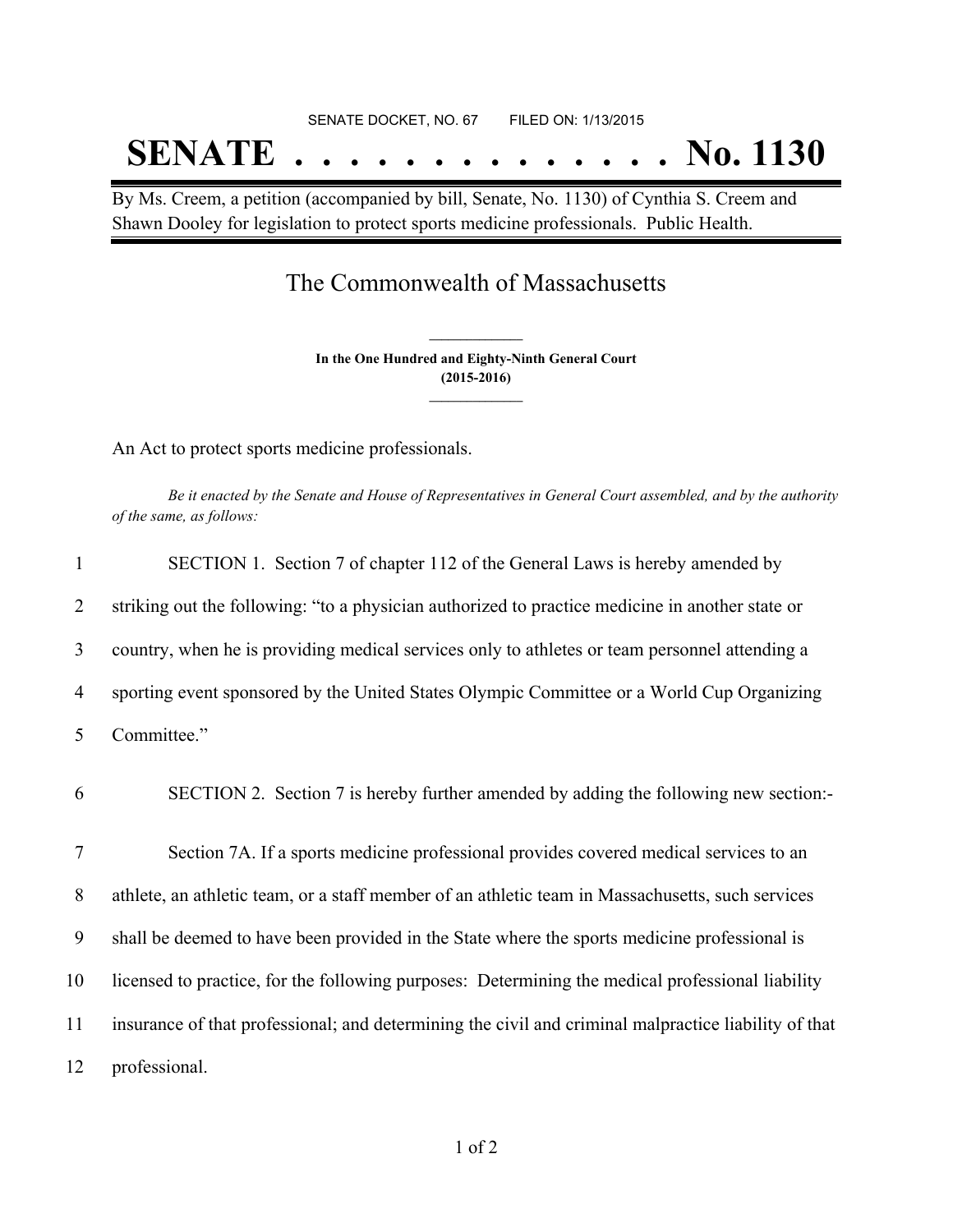SENATE DOCKET, NO. 67 FILED ON: 1/13/2015

# SENATE . . . . . . . . . . . . . . No. 1130

By Ms. Creem, a petition (accompanied by bill, Senate, No. 1130) of Cynthia S. Creem and Shawn Dooley for legislation to protect sports medicine professionals. Public Health.

## The Commonwealth of Massachusetts

**In the One Hundred and Eighty-Ninth General Court**
**(2015-2016)**

An Act to protect sports medicine professionals.

*Be it enacted by the Senate and House of Representatives in General Court assembled, and by the authority of the same, as follows:*

1 SECTION 1. Section 7 of chapter 112 of the General Laws is hereby amended by
2 striking out the following: "to a physician authorized to practice medicine in another state or
3 country, when he is providing medical services only to athletes or team personnel attending a
4 sporting event sponsored by the United States Olympic Committee or a World Cup Organizing
5 Committee."

6 SECTION 2. Section 7 is hereby further amended by adding the following new section:-

7 Section 7A. If a sports medicine professional provides covered medical services to an
8 athlete, an athletic team, or a staff member of an athletic team in Massachusetts, such services
9 shall be deemed to have been provided in the State where the sports medicine professional is
10 licensed to practice, for the following purposes: Determining the medical professional liability
11 insurance of that professional; and determining the civil and criminal malpractice liability of that
12 professional.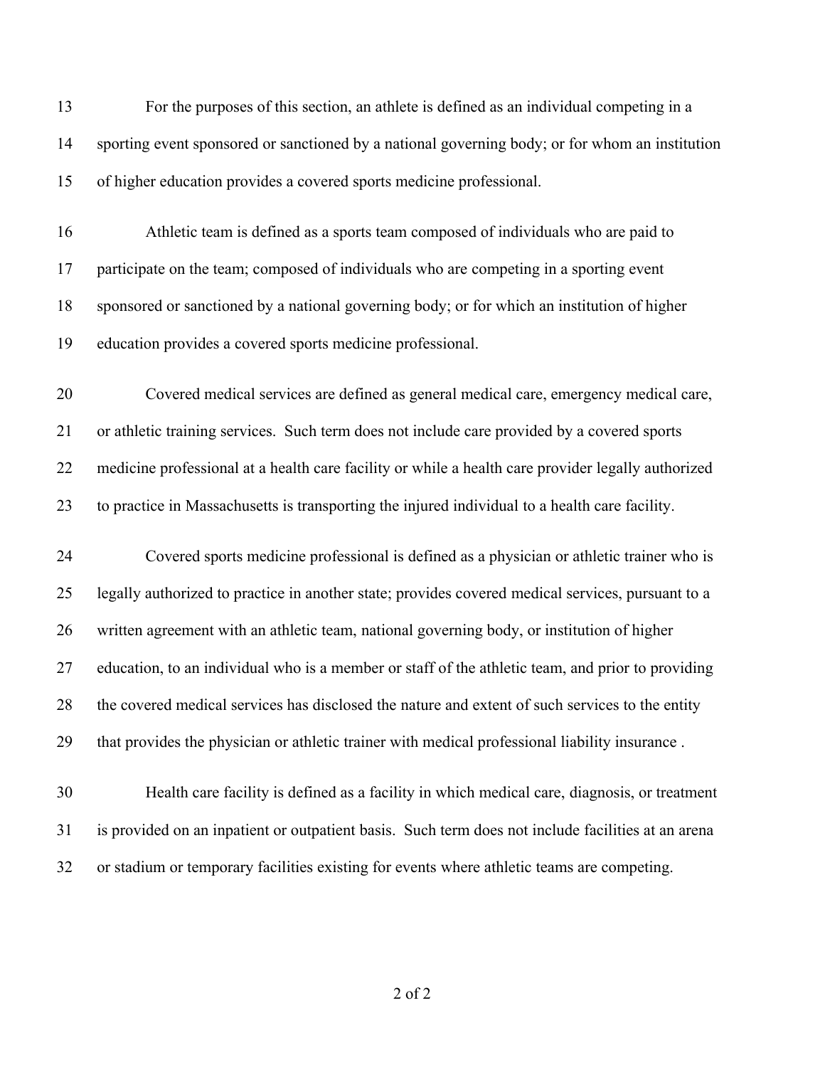For the purposes of this section, an athlete is defined as an individual competing in a sporting event sponsored or sanctioned by a national governing body; or for whom an institution of higher education provides a covered sports medicine professional.

Athletic team is defined as a sports team composed of individuals who are paid to participate on the team; composed of individuals who are competing in a sporting event sponsored or sanctioned by a national governing body; or for which an institution of higher education provides a covered sports medicine professional.

Covered medical services are defined as general medical care, emergency medical care, or athletic training services. Such term does not include care provided by a covered sports medicine professional at a health care facility or while a health care provider legally authorized to practice in Massachusetts is transporting the injured individual to a health care facility.

Covered sports medicine professional is defined as a physician or athletic trainer who is legally authorized to practice in another state; provides covered medical services, pursuant to a written agreement with an athletic team, national governing body, or institution of higher education, to an individual who is a member or staff of the athletic team, and prior to providing the covered medical services has disclosed the nature and extent of such services to the entity that provides the physician or athletic trainer with medical professional liability insurance .

Health care facility is defined as a facility in which medical care, diagnosis, or treatment is provided on an inpatient or outpatient basis. Such term does not include facilities at an arena or stadium or temporary facilities existing for events where athletic teams are competing.